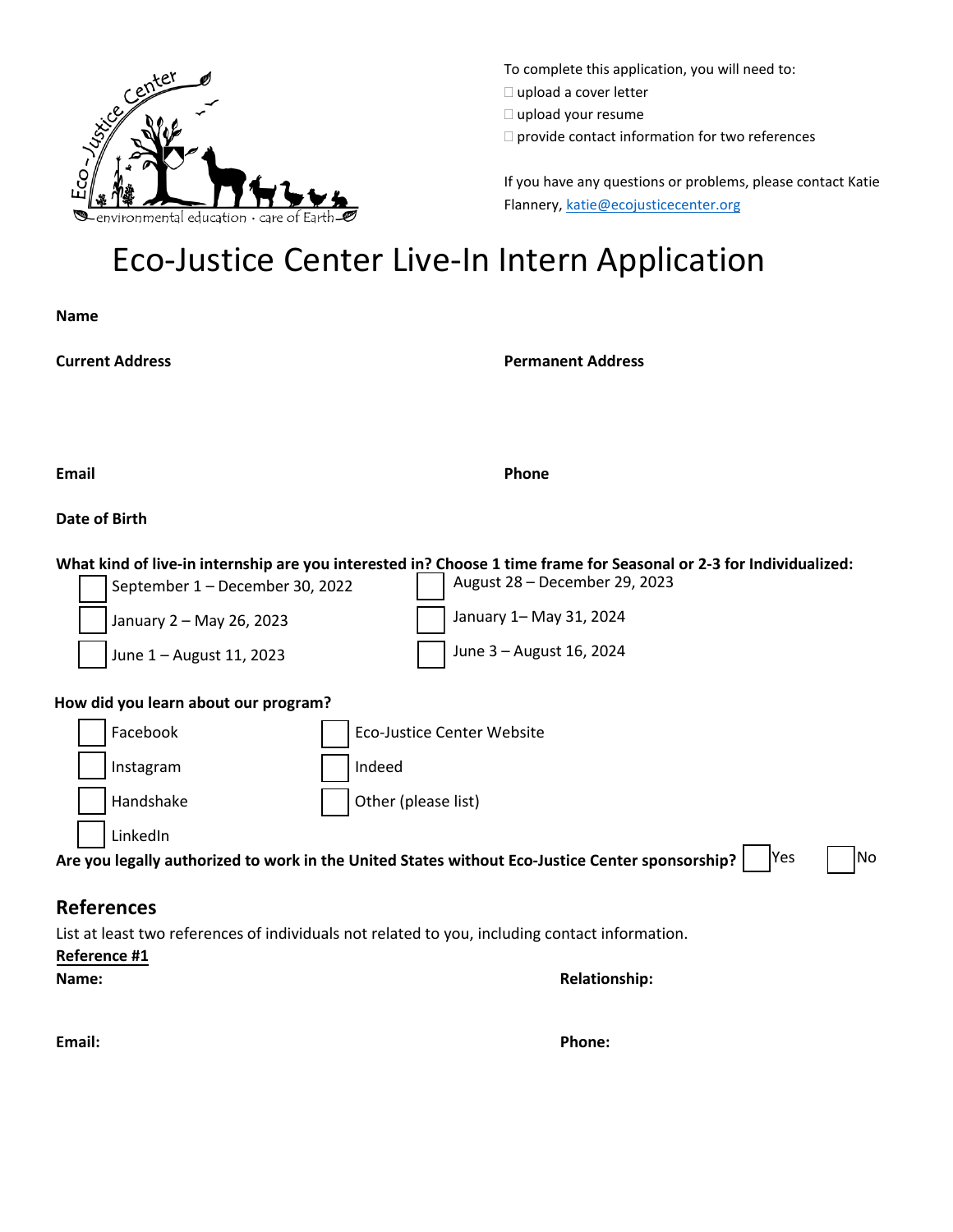To complete this application, you will need to:

- ☐ upload a cover letter
- ☐ upload your resume
- ☐ provide contact information for two references

If you have any questions or problems, please contact Katie Flannery, katie@ecojusticecenter.org

# Eco-Justice Center Live-In Intern Application

**Name**

**Current Address**

**Permanent Address**

**Email**

**Phone**

**Date of Birth**

**What kind of live-in internship are you interested in? Choose 1 time frame for Seasonal or 2-3 for Individualized:**

- ☐ September 1 – December 30, 2022
- ☐ January 2 – May 26, 2023
- ☐ June 1 – August 11, 2023
- ☐ August 28 – December 29, 2023
- ☐ January 1– May 31, 2024
- ☐ June 3 – August 16, 2024

**How did you learn about our program?**

- ☐ Facebook
- ☐ Instagram
- ☐ Handshake
- ☐ LinkedIn
- ☐ Eco-Justice Center Website
- ☐ Indeed
- ☐ Other (please list)

**Are you legally authorized to work in the United States without Eco-Justice Center sponsorship?** ☐ Yes ☐ No

## References

List at least two references of individuals not related to you, including contact information.

**Reference #1**

**Name:**

**Relationship:**

**Email:**

**Phone:**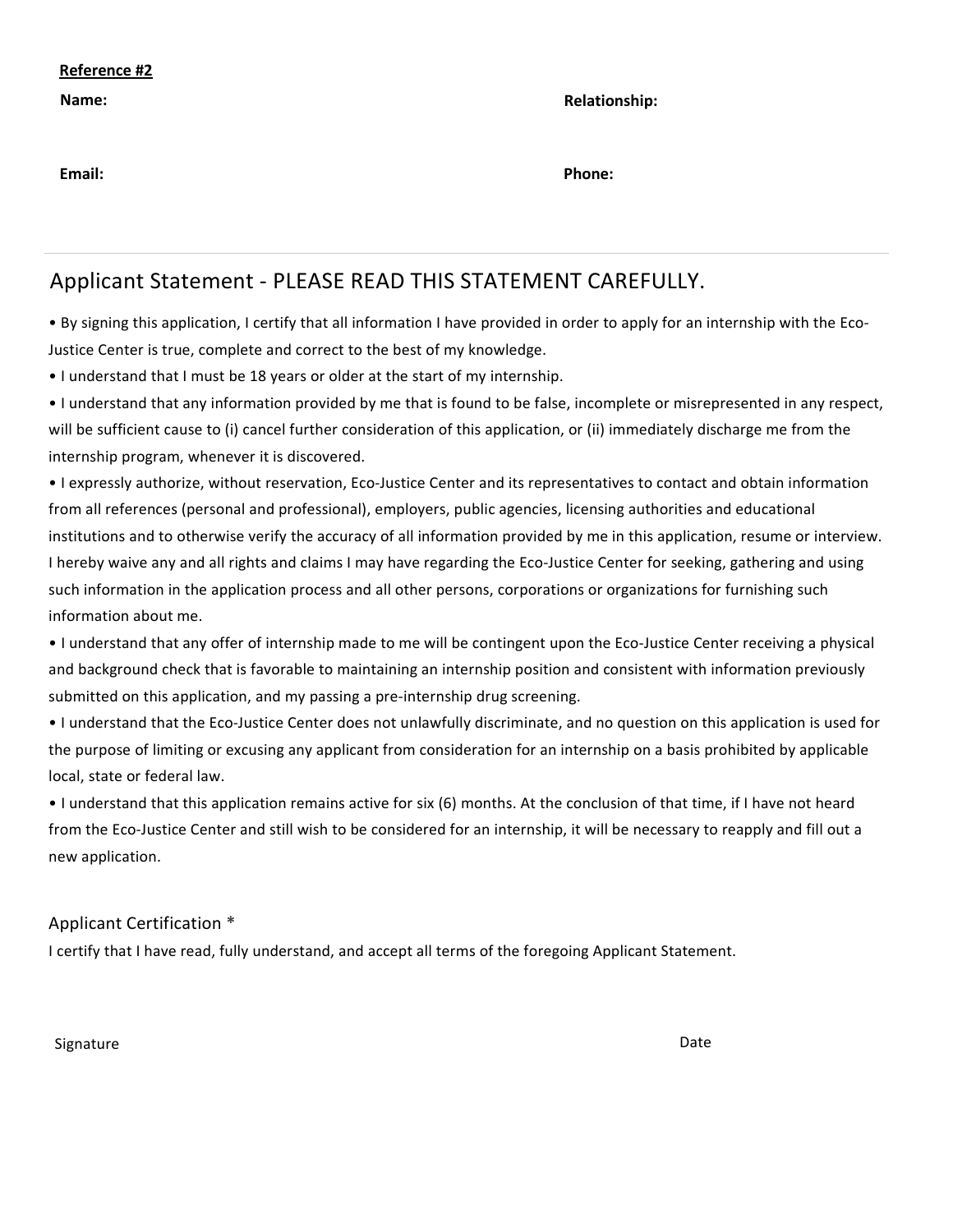**Reference #2**

**Name:** **Relationship:**

**Email:** **Phone:**

---

## Applicant Statement - PLEASE READ THIS STATEMENT CAREFULLY.

• By signing this application, I certify that all information I have provided in order to apply for an internship with the Eco-Justice Center is true, complete and correct to the best of my knowledge.

• I understand that I must be 18 years or older at the start of my internship.

• I understand that any information provided by me that is found to be false, incomplete or misrepresented in any respect, will be sufficient cause to (i) cancel further consideration of this application, or (ii) immediately discharge me from the internship program, whenever it is discovered.

• I expressly authorize, without reservation, Eco-Justice Center and its representatives to contact and obtain information from all references (personal and professional), employers, public agencies, licensing authorities and educational institutions and to otherwise verify the accuracy of all information provided by me in this application, resume or interview. I hereby waive any and all rights and claims I may have regarding the Eco-Justice Center for seeking, gathering and using such information in the application process and all other persons, corporations or organizations for furnishing such information about me.

• I understand that any offer of internship made to me will be contingent upon the Eco-Justice Center receiving a physical and background check that is favorable to maintaining an internship position and consistent with information previously submitted on this application, and my passing a pre-internship drug screening.

• I understand that the Eco-Justice Center does not unlawfully discriminate, and no question on this application is used for the purpose of limiting or excusing any applicant from consideration for an internship on a basis prohibited by applicable local, state or federal law.

• I understand that this application remains active for six (6) months. At the conclusion of that time, if I have not heard from the Eco-Justice Center and still wish to be considered for an internship, it will be necessary to reapply and fill out a new application.

### Applicant Certification *

I certify that I have read, fully understand, and accept all terms of the foregoing Applicant Statement.

Signature Date